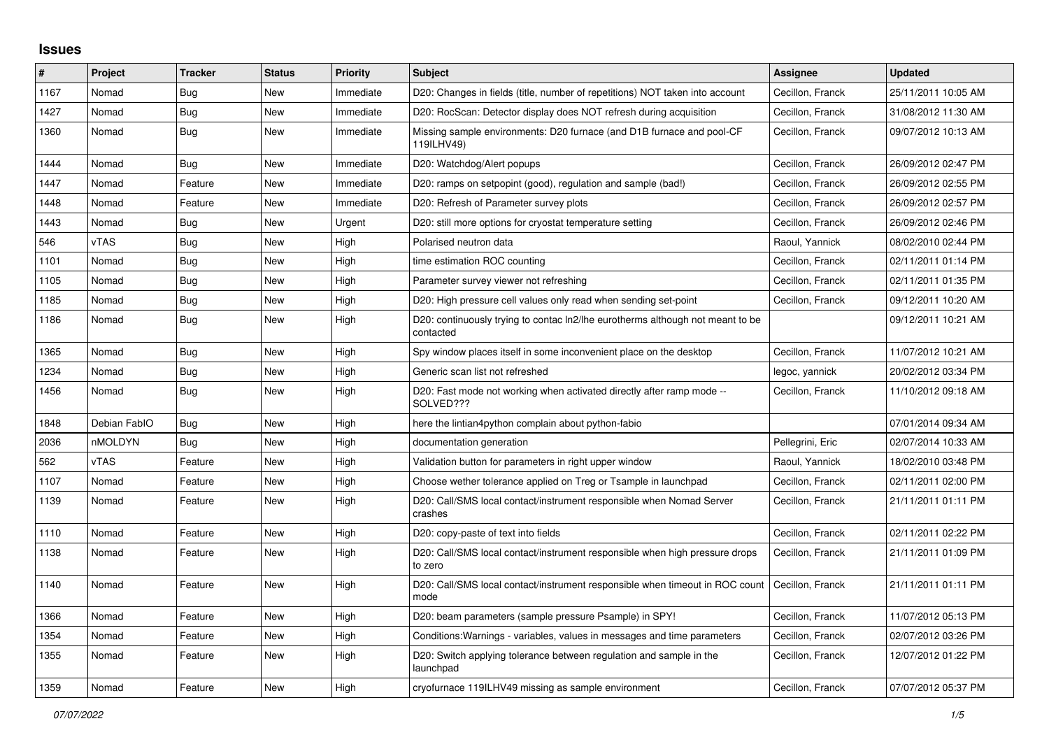# Issues

| # | Project | Tracker | Status | Priority | Subject | Assignee | Updated |
|---|---|---|---|---|---|---|---|
| 1167 | Nomad | Bug | New | Immediate | D20: Changes in fields (title, number of repetitions) NOT taken into account | Cecillon, Franck | 25/11/2011 10:05 AM |
| 1427 | Nomad | Bug | New | Immediate | D20: RocScan: Detector display does NOT refresh during acquisition | Cecillon, Franck | 31/08/2012 11:30 AM |
| 1360 | Nomad | Bug | New | Immediate | Missing sample environments: D20 furnace (and D1B furnace and pool-CF 119ILHV49) | Cecillon, Franck | 09/07/2012 10:13 AM |
| 1444 | Nomad | Bug | New | Immediate | D20: Watchdog/Alert popups | Cecillon, Franck | 26/09/2012 02:47 PM |
| 1447 | Nomad | Feature | New | Immediate | D20: ramps on setpopint (good), regulation and sample (bad!) | Cecillon, Franck | 26/09/2012 02:55 PM |
| 1448 | Nomad | Feature | New | Immediate | D20: Refresh of Parameter survey plots | Cecillon, Franck | 26/09/2012 02:57 PM |
| 1443 | Nomad | Bug | New | Urgent | D20: still more options for cryostat temperature setting | Cecillon, Franck | 26/09/2012 02:46 PM |
| 546 | vTAS | Bug | New | High | Polarised neutron data | Raoul, Yannick | 08/02/2010 02:44 PM |
| 1101 | Nomad | Bug | New | High | time estimation ROC counting | Cecillon, Franck | 02/11/2011 01:14 PM |
| 1105 | Nomad | Bug | New | High | Parameter survey viewer not refreshing | Cecillon, Franck | 02/11/2011 01:35 PM |
| 1185 | Nomad | Bug | New | High | D20: High pressure cell values only read when sending set-point | Cecillon, Franck | 09/12/2011 10:20 AM |
| 1186 | Nomad | Bug | New | High | D20: continuously trying to contac ln2/lhe eurotherms although not meant to be contacted | | 09/12/2011 10:21 AM |
| 1365 | Nomad | Bug | New | High | Spy window places itself in some inconvenient place on the desktop | Cecillon, Franck | 11/07/2012 10:21 AM |
| 1234 | Nomad | Bug | New | High | Generic scan list not refreshed | legoc, yannick | 20/02/2012 03:34 PM |
| 1456 | Nomad | Bug | New | High | D20: Fast mode not working when activated directly after ramp mode -- SOLVED??? | Cecillon, Franck | 11/10/2012 09:18 AM |
| 1848 | Debian FabIO | Bug | New | High | here the lintian4python complain about python-fabio | | 07/01/2014 09:34 AM |
| 2036 | nMOLDYN | Bug | New | High | documentation generation | Pellegrini, Eric | 02/07/2014 10:33 AM |
| 562 | vTAS | Feature | New | High | Validation button for parameters in right upper window | Raoul, Yannick | 18/02/2010 03:48 PM |
| 1107 | Nomad | Feature | New | High | Choose wether tolerance applied on Treg or Tsample in launchpad | Cecillon, Franck | 02/11/2011 02:00 PM |
| 1139 | Nomad | Feature | New | High | D20: Call/SMS local contact/instrument responsible when Nomad Server crashes | Cecillon, Franck | 21/11/2011 01:11 PM |
| 1110 | Nomad | Feature | New | High | D20: copy-paste of text into fields | Cecillon, Franck | 02/11/2011 02:22 PM |
| 1138 | Nomad | Feature | New | High | D20: Call/SMS local contact/instrument responsible when high pressure drops to zero | Cecillon, Franck | 21/11/2011 01:09 PM |
| 1140 | Nomad | Feature | New | High | D20: Call/SMS local contact/instrument responsible when timeout in ROC count mode | Cecillon, Franck | 21/11/2011 01:11 PM |
| 1366 | Nomad | Feature | New | High | D20: beam parameters (sample pressure Psample) in SPY! | Cecillon, Franck | 11/07/2012 05:13 PM |
| 1354 | Nomad | Feature | New | High | Conditions:Warnings - variables, values in messages and time parameters | Cecillon, Franck | 02/07/2012 03:26 PM |
| 1355 | Nomad | Feature | New | High | D20: Switch applying tolerance between regulation and sample in the launchpad | Cecillon, Franck | 12/07/2012 01:22 PM |
| 1359 | Nomad | Feature | New | High | cryofurnace 119ILHV49 missing as sample environment | Cecillon, Franck | 07/07/2012 05:37 PM |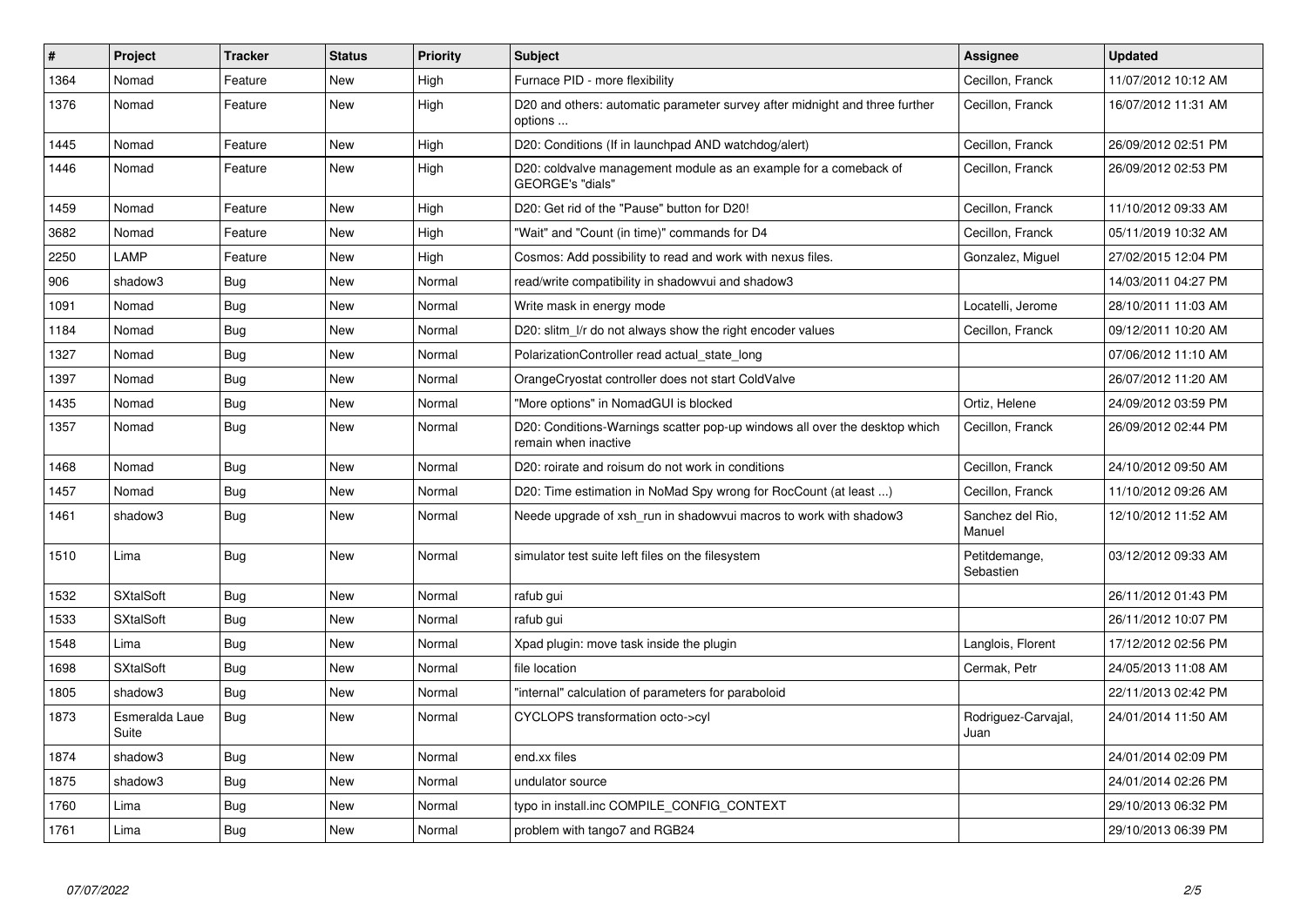| # | Project | Tracker | Status | Priority | Subject | Assignee | Updated |
|---|---|---|---|---|---|---|---|
| 1364 | Nomad | Feature | New | High | Furnace PID - more flexibility | Cecillon, Franck | 11/07/2012 10:12 AM |
| 1376 | Nomad | Feature | New | High | D20 and others: automatic parameter survey after midnight and three further options ... | Cecillon, Franck | 16/07/2012 11:31 AM |
| 1445 | Nomad | Feature | New | High | D20: Conditions (If in launchpad AND watchdog/alert) | Cecillon, Franck | 26/09/2012 02:51 PM |
| 1446 | Nomad | Feature | New | High | D20: coldvalve management module as an example for a comeback of GEORGE's "dials" | Cecillon, Franck | 26/09/2012 02:53 PM |
| 1459 | Nomad | Feature | New | High | D20: Get rid of the "Pause" button for D20! | Cecillon, Franck | 11/10/2012 09:33 AM |
| 3682 | Nomad | Feature | New | High | "Wait" and "Count (in time)" commands for D4 | Cecillon, Franck | 05/11/2019 10:32 AM |
| 2250 | LAMP | Feature | New | High | Cosmos: Add possibility to read and work with nexus files. | Gonzalez, Miguel | 27/02/2015 12:04 PM |
| 906 | shadow3 | Bug | New | Normal | read/write compatibility in shadowvui and shadow3 | | 14/03/2011 04:27 PM |
| 1091 | Nomad | Bug | New | Normal | Write mask in energy mode | Locatelli, Jerome | 28/10/2011 11:03 AM |
| 1184 | Nomad | Bug | New | Normal | D20: slitm_l/r do not always show the right encoder values | Cecillon, Franck | 09/12/2011 10:20 AM |
| 1327 | Nomad | Bug | New | Normal | PolarizationController read actual_state_long | | 07/06/2012 11:10 AM |
| 1397 | Nomad | Bug | New | Normal | OrangeCryostat controller does not start ColdValve | | 26/07/2012 11:20 AM |
| 1435 | Nomad | Bug | New | Normal | "More options" in NomadGUI is blocked | Ortiz, Helene | 24/09/2012 03:59 PM |
| 1357 | Nomad | Bug | New | Normal | D20: Conditions-Warnings scatter pop-up windows all over the desktop which remain when inactive | Cecillon, Franck | 26/09/2012 02:44 PM |
| 1468 | Nomad | Bug | New | Normal | D20: roirate and roisum do not work in conditions | Cecillon, Franck | 24/10/2012 09:50 AM |
| 1457 | Nomad | Bug | New | Normal | D20: Time estimation in NoMad Spy wrong for RocCount (at least ...) | Cecillon, Franck | 11/10/2012 09:26 AM |
| 1461 | shadow3 | Bug | New | Normal | Neede upgrade of xsh_run in shadowvui macros to work with shadow3 | Sanchez del Rio, Manuel | 12/10/2012 11:52 AM |
| 1510 | Lima | Bug | New | Normal | simulator test suite left files on the filesystem | Petitdemange, Sebastien | 03/12/2012 09:33 AM |
| 1532 | SXtalSoft | Bug | New | Normal | rafub gui | | 26/11/2012 01:43 PM |
| 1533 | SXtalSoft | Bug | New | Normal | rafub gui | | 26/11/2012 10:07 PM |
| 1548 | Lima | Bug | New | Normal | Xpad plugin: move task inside the plugin | Langlois, Florent | 17/12/2012 02:56 PM |
| 1698 | SXtalSoft | Bug | New | Normal | file location | Cermak, Petr | 24/05/2013 11:08 AM |
| 1805 | shadow3 | Bug | New | Normal | "internal" calculation of parameters for paraboloid | | 22/11/2013 02:42 PM |
| 1873 | Esmeralda Laue Suite | Bug | New | Normal | CYCLOPS transformation octo->cyl | Rodriguez-Carvajal, Juan | 24/01/2014 11:50 AM |
| 1874 | shadow3 | Bug | New | Normal | end.xx files | | 24/01/2014 02:09 PM |
| 1875 | shadow3 | Bug | New | Normal | undulator source | | 24/01/2014 02:26 PM |
| 1760 | Lima | Bug | New | Normal | typo in install.inc COMPILE_CONFIG_CONTEXT | | 29/10/2013 06:32 PM |
| 1761 | Lima | Bug | New | Normal | problem with tango7 and RGB24 | | 29/10/2013 06:39 PM |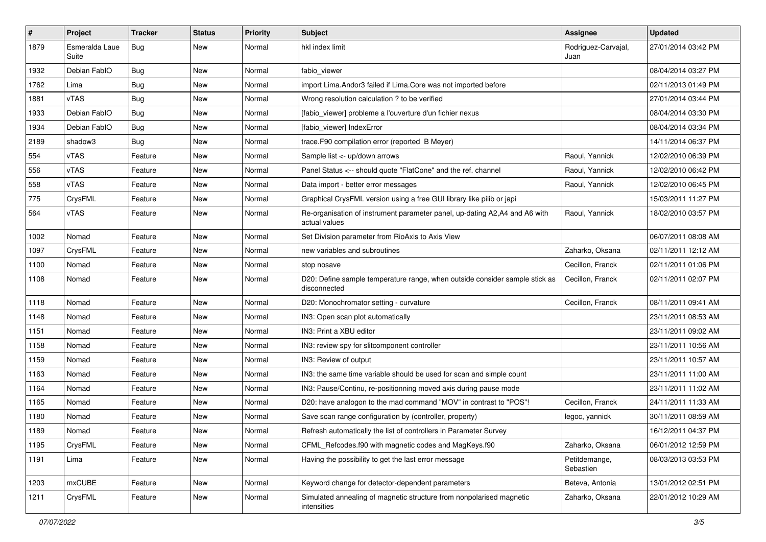| # | Project | Tracker | Status | Priority | Subject | Assignee | Updated |
|---|---|---|---|---|---|---|---|
| 1879 | Esmeralda Laue Suite | Bug | New | Normal | hkl index limit | Rodriguez-Carvajal, Juan | 27/01/2014 03:42 PM |
| 1932 | Debian FabIO | Bug | New | Normal | fabio_viewer | | 08/04/2014 03:27 PM |
| 1762 | Lima | Bug | New | Normal | import Lima.Andor3 failed if Lima.Core was not imported before | | 02/11/2013 01:49 PM |
| 1881 | vTAS | Bug | New | Normal | Wrong resolution calculation ? to be verified | | 27/01/2014 03:44 PM |
| 1933 | Debian FabIO | Bug | New | Normal | [fabio_viewer] probleme a l'ouverture d'un fichier nexus | | 08/04/2014 03:30 PM |
| 1934 | Debian FabIO | Bug | New | Normal | [fabio_viewer] IndexError | | 08/04/2014 03:34 PM |
| 2189 | shadow3 | Bug | New | Normal | trace.F90 compilation error (reported B Meyer) | | 14/11/2014 06:37 PM |
| 554 | vTAS | Feature | New | Normal | Sample list <- up/down arrows | Raoul, Yannick | 12/02/2010 06:39 PM |
| 556 | vTAS | Feature | New | Normal | Panel Status <-- should quote "FlatCone" and the ref. channel | Raoul, Yannick | 12/02/2010 06:42 PM |
| 558 | vTAS | Feature | New | Normal | Data import - better error messages | Raoul, Yannick | 12/02/2010 06:45 PM |
| 775 | CrysFML | Feature | New | Normal | Graphical CrysFML version using a free GUI library like pilib or japi | | 15/03/2011 11:27 PM |
| 564 | vTAS | Feature | New | Normal | Re-organisation of instrument parameter panel, up-dating A2,A4 and A6 with actual values | Raoul, Yannick | 18/02/2010 03:57 PM |
| 1002 | Nomad | Feature | New | Normal | Set Division parameter from RioAxis to Axis View | | 06/07/2011 08:08 AM |
| 1097 | CrysFML | Feature | New | Normal | new variables and subroutines | Zaharko, Oksana | 02/11/2011 12:12 AM |
| 1100 | Nomad | Feature | New | Normal | stop nosave | Cecillon, Franck | 02/11/2011 01:06 PM |
| 1108 | Nomad | Feature | New | Normal | D20: Define sample temperature range, when outside consider sample stick as disconnected | Cecillon, Franck | 02/11/2011 02:07 PM |
| 1118 | Nomad | Feature | New | Normal | D20: Monochromator setting - curvature | Cecillon, Franck | 08/11/2011 09:41 AM |
| 1148 | Nomad | Feature | New | Normal | IN3: Open scan plot automatically | | 23/11/2011 08:53 AM |
| 1151 | Nomad | Feature | New | Normal | IN3: Print a XBU editor | | 23/11/2011 09:02 AM |
| 1158 | Nomad | Feature | New | Normal | IN3: review spy for slitcomponent controller | | 23/11/2011 10:56 AM |
| 1159 | Nomad | Feature | New | Normal | IN3: Review of output | | 23/11/2011 10:57 AM |
| 1163 | Nomad | Feature | New | Normal | IN3: the same time variable should be used for scan and simple count | | 23/11/2011 11:00 AM |
| 1164 | Nomad | Feature | New | Normal | IN3: Pause/Continu, re-positionning moved axis during pause mode | | 23/11/2011 11:02 AM |
| 1165 | Nomad | Feature | New | Normal | D20: have analogon to the mad command "MOV" in contrast to "POS"! | Cecillon, Franck | 24/11/2011 11:33 AM |
| 1180 | Nomad | Feature | New | Normal | Save scan range configuration by (controller, property) | legoc, yannick | 30/11/2011 08:59 AM |
| 1189 | Nomad | Feature | New | Normal | Refresh automatically the list of controllers in Parameter Survey | | 16/12/2011 04:37 PM |
| 1195 | CrysFML | Feature | New | Normal | CFML_Refcodes.f90 with magnetic codes and MagKeys.f90 | Zaharko, Oksana | 06/01/2012 12:59 PM |
| 1191 | Lima | Feature | New | Normal | Having the possibility to get the last error message | Petitdemange, Sebastien | 08/03/2013 03:53 PM |
| 1203 | mxCUBE | Feature | New | Normal | Keyword change for detector-dependent parameters | Beteva, Antonia | 13/01/2012 02:51 PM |
| 1211 | CrysFML | Feature | New | Normal | Simulated annealing of magnetic structure from nonpolarised magnetic intensities | Zaharko, Oksana | 22/01/2012 10:29 AM |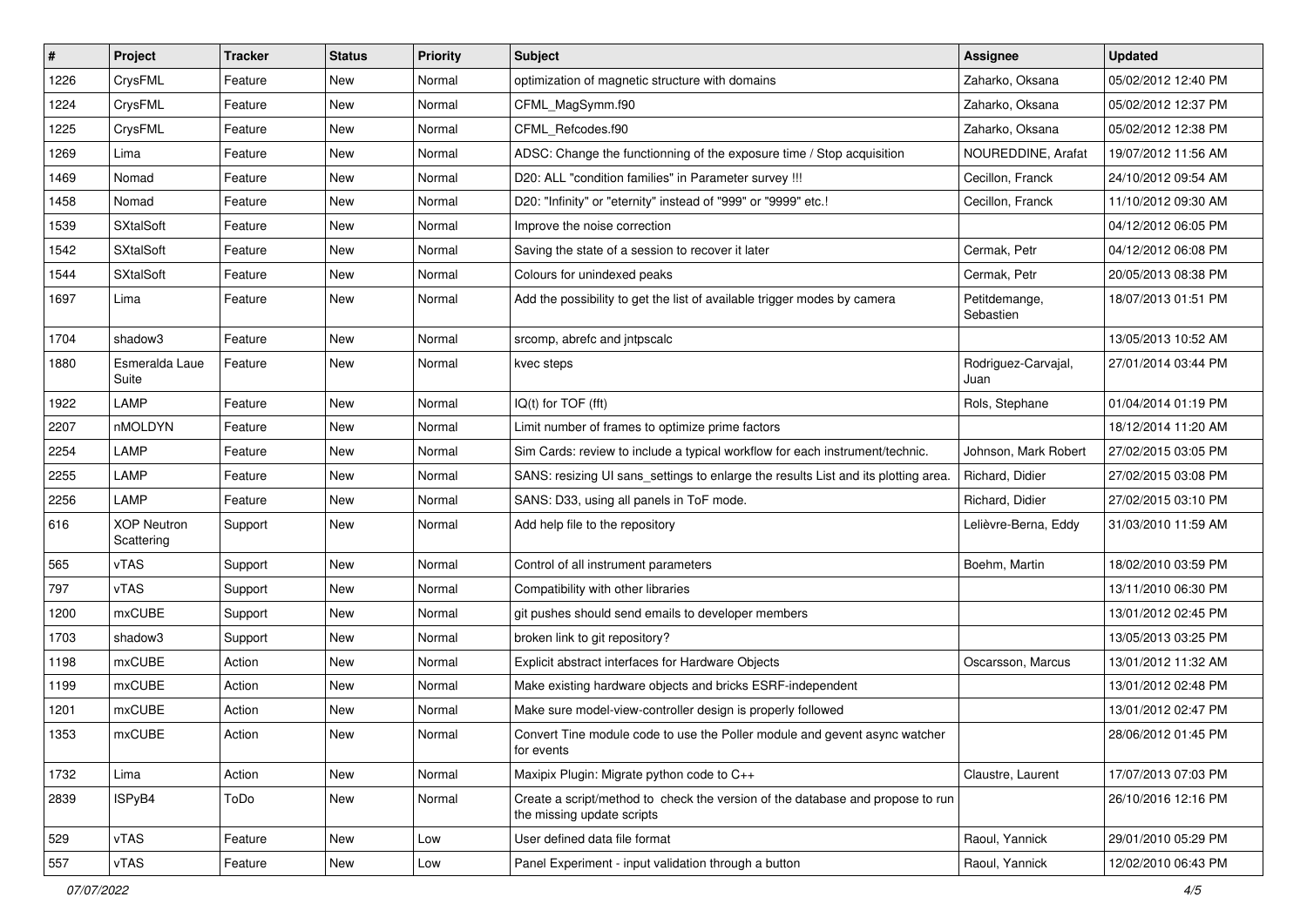| # | Project | Tracker | Status | Priority | Subject | Assignee | Updated |
|---|---|---|---|---|---|---|---|
| 1226 | CrysFML | Feature | New | Normal | optimization of magnetic structure with domains | Zaharko, Oksana | 05/02/2012 12:40 PM |
| 1224 | CrysFML | Feature | New | Normal | CFML_MagSymm.f90 | Zaharko, Oksana | 05/02/2012 12:37 PM |
| 1225 | CrysFML | Feature | New | Normal | CFML_Refcodes.f90 | Zaharko, Oksana | 05/02/2012 12:38 PM |
| 1269 | Lima | Feature | New | Normal | ADSC: Change the functionning of the exposure time / Stop acquisition | NOUREDDINE, Arafat | 19/07/2012 11:56 AM |
| 1469 | Nomad | Feature | New | Normal | D20: ALL "condition families" in Parameter survey !!! | Cecillon, Franck | 24/10/2012 09:54 AM |
| 1458 | Nomad | Feature | New | Normal | D20: "Infinity" or "eternity" instead of "999" or "9999" etc.! | Cecillon, Franck | 11/10/2012 09:30 AM |
| 1539 | SXtalSoft | Feature | New | Normal | Improve the noise correction | | 04/12/2012 06:05 PM |
| 1542 | SXtalSoft | Feature | New | Normal | Saving the state of a session to recover it later | Cermak, Petr | 04/12/2012 06:08 PM |
| 1544 | SXtalSoft | Feature | New | Normal | Colours for unindexed peaks | Cermak, Petr | 20/05/2013 08:38 PM |
| 1697 | Lima | Feature | New | Normal | Add the possibility to get the list of available trigger modes by camera | Petitdemange, Sebastien | 18/07/2013 01:51 PM |
| 1704 | shadow3 | Feature | New | Normal | srcomp, abrefc and jntpscalc | | 13/05/2013 10:52 AM |
| 1880 | Esmeralda Laue Suite | Feature | New | Normal | kvec steps | Rodriguez-Carvajal, Juan | 27/01/2014 03:44 PM |
| 1922 | LAMP | Feature | New | Normal | IQ(t) for TOF (fft) | Rols, Stephane | 01/04/2014 01:19 PM |
| 2207 | nMOLDYN | Feature | New | Normal | Limit number of frames to optimize prime factors | | 18/12/2014 11:20 AM |
| 2254 | LAMP | Feature | New | Normal | Sim Cards: review to include a typical workflow for each instrument/technic. | Johnson, Mark Robert | 27/02/2015 03:05 PM |
| 2255 | LAMP | Feature | New | Normal | SANS: resizing UI sans_settings to enlarge the results List and its plotting area. | Richard, Didier | 27/02/2015 03:08 PM |
| 2256 | LAMP | Feature | New | Normal | SANS: D33, using all panels in ToF mode. | Richard, Didier | 27/02/2015 03:10 PM |
| 616 | XOP Neutron Scattering | Support | New | Normal | Add help file to the repository | Lelièvre-Berna, Eddy | 31/03/2010 11:59 AM |
| 565 | vTAS | Support | New | Normal | Control of all instrument parameters | Boehm, Martin | 18/02/2010 03:59 PM |
| 797 | vTAS | Support | New | Normal | Compatibility with other libraries | | 13/11/2010 06:30 PM |
| 1200 | mxCUBE | Support | New | Normal | git pushes should send emails to developer members | | 13/01/2012 02:45 PM |
| 1703 | shadow3 | Support | New | Normal | broken link to git repository? | | 13/05/2013 03:25 PM |
| 1198 | mxCUBE | Action | New | Normal | Explicit abstract interfaces for Hardware Objects | Oscarsson, Marcus | 13/01/2012 11:32 AM |
| 1199 | mxCUBE | Action | New | Normal | Make existing hardware objects and bricks ESRF-independent | | 13/01/2012 02:48 PM |
| 1201 | mxCUBE | Action | New | Normal | Make sure model-view-controller design is properly followed | | 13/01/2012 02:47 PM |
| 1353 | mxCUBE | Action | New | Normal | Convert Tine module code to use the Poller module and gevent async watcher for events | | 28/06/2012 01:45 PM |
| 1732 | Lima | Action | New | Normal | Maxipix Plugin: Migrate python code to C++ | Claustre, Laurent | 17/07/2013 07:03 PM |
| 2839 | ISPyB4 | ToDo | New | Normal | Create a script/method to check the version of the database and propose to run the missing update scripts | | 26/10/2016 12:16 PM |
| 529 | vTAS | Feature | New | Low | User defined data file format | Raoul, Yannick | 29/01/2010 05:29 PM |
| 557 | vTAS | Feature | New | Low | Panel Experiment - input validation through a button | Raoul, Yannick | 12/02/2010 06:43 PM |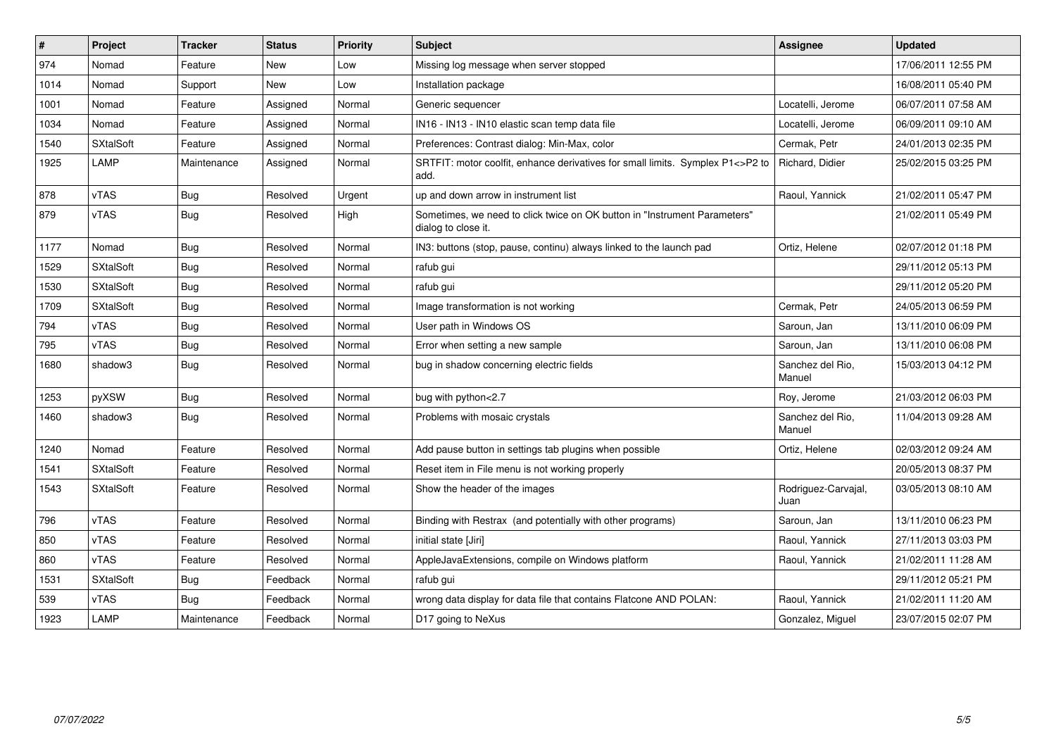| # | Project | Tracker | Status | Priority | Subject | Assignee | Updated |
|---|---|---|---|---|---|---|---|
| 974 | Nomad | Feature | New | Low | Missing log message when server stopped | | 17/06/2011 12:55 PM |
| 1014 | Nomad | Support | New | Low | Installation package | | 16/08/2011 05:40 PM |
| 1001 | Nomad | Feature | Assigned | Normal | Generic sequencer | Locatelli, Jerome | 06/07/2011 07:58 AM |
| 1034 | Nomad | Feature | Assigned | Normal | IN16 - IN13 - IN10 elastic scan temp data file | Locatelli, Jerome | 06/09/2011 09:10 AM |
| 1540 | SXtalSoft | Feature | Assigned | Normal | Preferences: Contrast dialog: Min-Max, color | Cermak, Petr | 24/01/2013 02:35 PM |
| 1925 | LAMP | Maintenance | Assigned | Normal | SRTFIT: motor coolfit, enhance derivatives for small limits. Symplex P1<>P2 to add. | Richard, Didier | 25/02/2015 03:25 PM |
| 878 | vTAS | Bug | Resolved | Urgent | up and down arrow in instrument list | Raoul, Yannick | 21/02/2011 05:47 PM |
| 879 | vTAS | Bug | Resolved | High | Sometimes, we need to click twice on OK button in "Instrument Parameters" dialog to close it. | | 21/02/2011 05:49 PM |
| 1177 | Nomad | Bug | Resolved | Normal | IN3: buttons (stop, pause, continu) always linked to the launch pad | Ortiz, Helene | 02/07/2012 01:18 PM |
| 1529 | SXtalSoft | Bug | Resolved | Normal | rafub gui | | 29/11/2012 05:13 PM |
| 1530 | SXtalSoft | Bug | Resolved | Normal | rafub gui | | 29/11/2012 05:20 PM |
| 1709 | SXtalSoft | Bug | Resolved | Normal | Image transformation is not working | Cermak, Petr | 24/05/2013 06:59 PM |
| 794 | vTAS | Bug | Resolved | Normal | User path in Windows OS | Saroun, Jan | 13/11/2010 06:09 PM |
| 795 | vTAS | Bug | Resolved | Normal | Error when setting a new sample | Saroun, Jan | 13/11/2010 06:08 PM |
| 1680 | shadow3 | Bug | Resolved | Normal | bug in shadow concerning electric fields | Sanchez del Rio, Manuel | 15/03/2013 04:12 PM |
| 1253 | pyXSW | Bug | Resolved | Normal | bug with python<2.7 | Roy, Jerome | 21/03/2012 06:03 PM |
| 1460 | shadow3 | Bug | Resolved | Normal | Problems with mosaic crystals | Sanchez del Rio, Manuel | 11/04/2013 09:28 AM |
| 1240 | Nomad | Feature | Resolved | Normal | Add pause button in settings tab plugins when possible | Ortiz, Helene | 02/03/2012 09:24 AM |
| 1541 | SXtalSoft | Feature | Resolved | Normal | Reset item in File menu is not working properly | | 20/05/2013 08:37 PM |
| 1543 | SXtalSoft | Feature | Resolved | Normal | Show the header of the images | Rodriguez-Carvajal, Juan | 03/05/2013 08:10 AM |
| 796 | vTAS | Feature | Resolved | Normal | Binding with Restrax (and potentially with other programs) | Saroun, Jan | 13/11/2010 06:23 PM |
| 850 | vTAS | Feature | Resolved | Normal | initial state [Jiri] | Raoul, Yannick | 27/11/2013 03:03 PM |
| 860 | vTAS | Feature | Resolved | Normal | AppleJavaExtensions, compile on Windows platform | Raoul, Yannick | 21/02/2011 11:28 AM |
| 1531 | SXtalSoft | Bug | Feedback | Normal | rafub gui | | 29/11/2012 05:21 PM |
| 539 | vTAS | Bug | Feedback | Normal | wrong data display for data file that contains Flatcone AND POLAN: | Raoul, Yannick | 21/02/2011 11:20 AM |
| 1923 | LAMP | Maintenance | Feedback | Normal | D17 going to NeXus | Gonzalez, Miguel | 23/07/2015 02:07 PM |